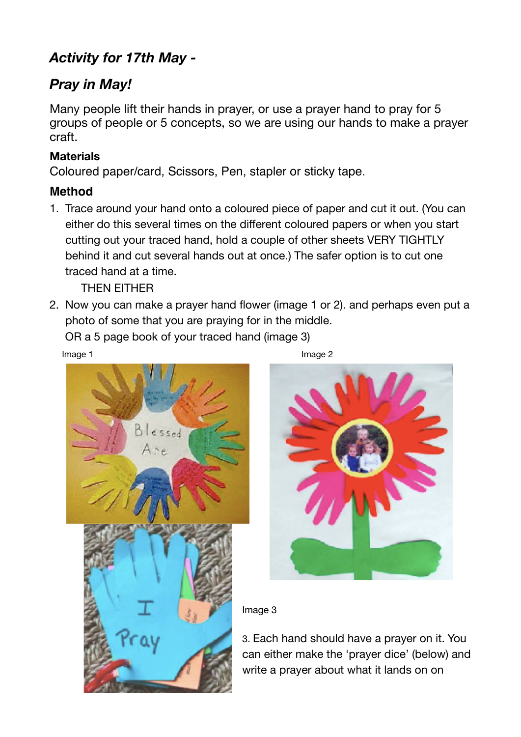## *Activity for 17th May -*

## *Pray in May!*

Many people lift their hands in prayer, or use a prayer hand to pray for 5 groups of people or 5 concepts, so we are using our hands to make a prayer craft.

**Materials**

Coloured paper/card, Scissors, Pen, stapler or sticky tape.

**Method**

1. Trace around your hand onto a coloured piece of paper and cut it out. (You can either do this several times on the different coloured papers or when you start cutting out your traced hand, hold a couple of other sheets VERY TIGHTLY behind it and cut several hands out at once.) The safer option is to cut one traced hand at a time.

   THEN EITHER

2. Now you can make a prayer hand flower (image 1 or 2). and perhaps even put a photo of some that you are praying for in the middle.

   OR a 5 page book of your traced hand (image 3)

Image 1

Image 2

Image 3

3. Each hand should have a prayer on it. You can either make the 'prayer dice' (below) and write a prayer about what it lands on on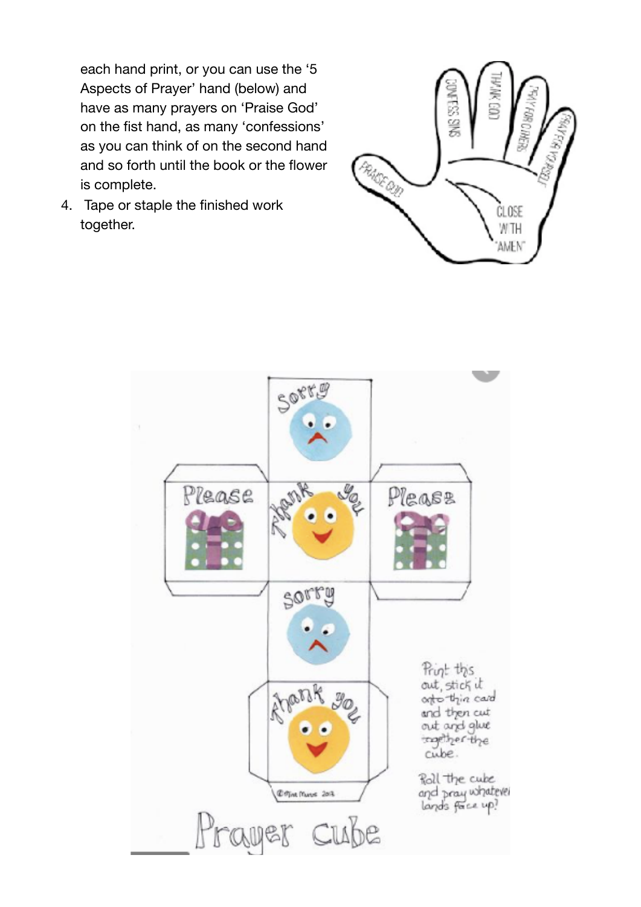each hand print, or you can use the '5 Aspects of Prayer' hand (below) and have as many prayers on 'Praise God' on the fist hand, as many 'confessions' as you can think of on the second hand and so forth until the book or the flower is complete.

4. Tape or staple the finished work together.

PRAISE GOD

CONFESS SINS

THANK GOD

PRAY FOR OTHERS

PRAY FOR YOURSELF

CLOSE WITH "AMEN"

Sorry

Please

Thank You

Please

Sorry

Thank You

©Mina Munns 2013

Print this out, stick it onto thin card and then cut out and glue together the cube.

Roll the cube and pray whatever lands face up!

Prayer Cube